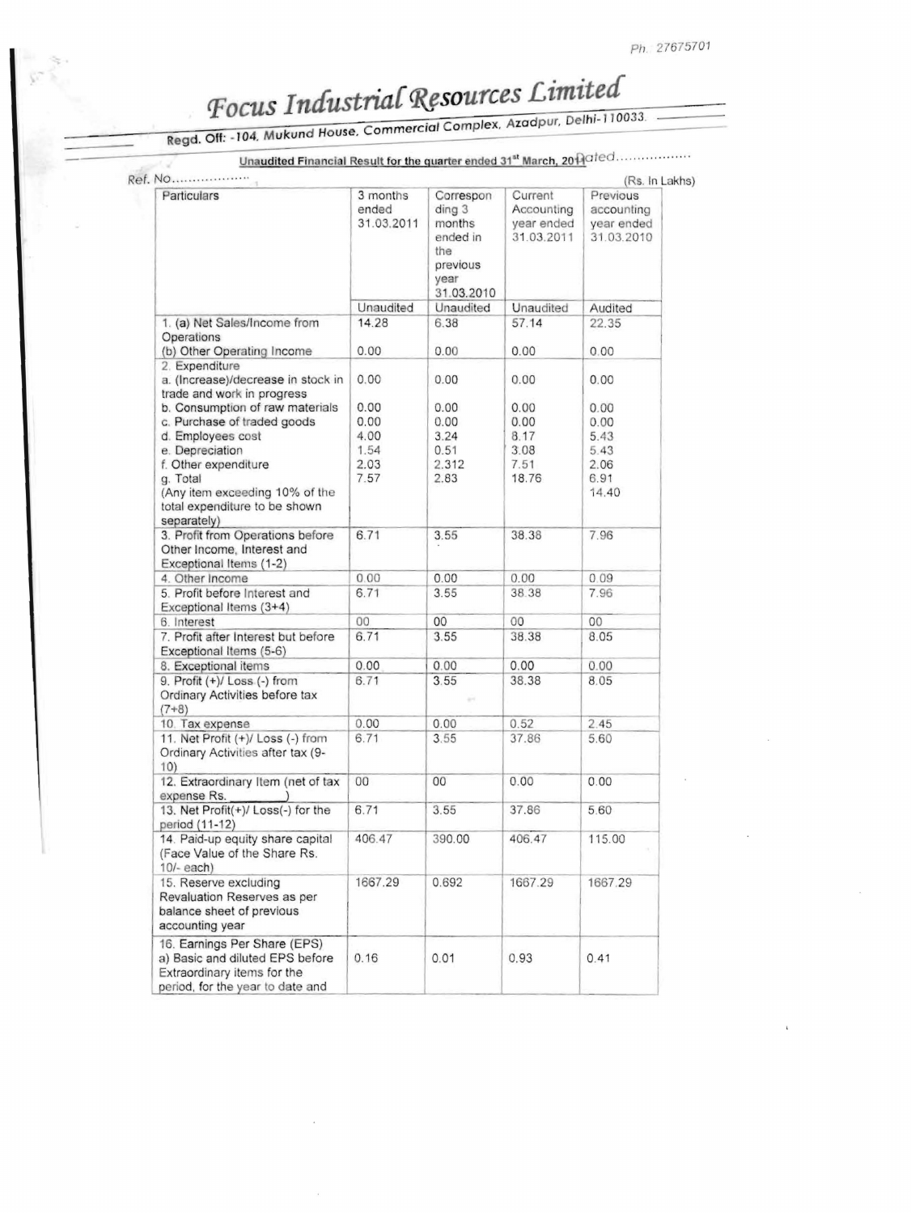Ph. 27675701

# Focus Industrial Resources Limited

Regd. Off: -104, Mukund House, Commercial Complex, Azadpur, Delhi-110033.

**Unaudited Financial Result for the quarter ended 31st March, 2011** Dated..................

Ref. No...................

(Rs. In Lakhs)

| Particulars | 3 months ended 31.03.2011 | Corresponding 3 months ended in the previous year 31.03.2010 | Current Accounting year ended 31.03.2011 | Previous accounting year ended 31.03.2010 |
|---|---|---|---|---|
| | Unaudited | Unaudited | Unaudited | Audited |
| 1. (a) Net Sales/Income from Operations | 14.28 | 6.38 | 57.14 | 22.35 |
| (b) Other Operating Income | 0.00 | 0.00 | 0.00 | 0.00 |
| 2. Expenditure | | | | |
| a. (Increase)/decrease in stock in trade and work in progress | 0.00 | 0.00 | 0.00 | 0.00 |
| b. Consumption of raw materials | 0.00 | 0.00 | 0.00 | 0.00 |
| c. Purchase of traded goods | 0.00 | 0.00 | 0.00 | 0.00 |
| d. Employees cost | 4.00 | 3.24 | 8.17 | 5.43 |
| e. Depreciation | 1.54 | 0.51 | 3.08 | 5.43 |
| f. Other expenditure | 2.03 | 2.312 | 7.51 | 2.06 |
| g. Total | 7.57 | 2.83 | 18.76 | 6.91<br>14.40 |
| (Any item exceeding 10% of the total expenditure to be shown separately) | | | | |
| 3. Profit from Operations before Other Income, Interest and Exceptional Items (1-2) | 6.71 | 3.55 | 38.38 | 7.96 |
| 4. Other Income | 0.00 | 0.00 | 0.00 | 0.09 |
| 5. Profit before Interest and Exceptional Items (3+4) | 6.71 | 3.55 | 38.38 | 7.96 |
| 6. Interest | 00 | 00 | 00 | 00 |
| 7. Profit after Interest but before Exceptional Items (5-6) | 6.71 | 3.55 | 38.38 | 8.05 |
| 8. Exceptional items | 0.00 | 0.00 | 0.00 | 0.00 |
| 9. Profit (+)/ Loss (-) from Ordinary Activities before tax (7+8) | 6.71 | 3.55 | 38.38 | 8.05 |
| 10. Tax expense | 0.00 | 0.00 | 0.52 | 2.45 |
| 11. Net Profit (+)/ Loss (-) from Ordinary Activities after tax (9-10) | 6.71 | 3.55 | 37.86 | 5.60 |
| 12. Extraordinary Item (net of tax expense Rs. ________) | 00 | 00 | 0.00 | 0.00 |
| 13. Net Profit(+)/ Loss(-) for the period (11-12) | 6.71 | 3.55 | 37.86 | 5.60 |
| 14. Paid-up equity share capital (Face Value of the Share Rs. 10/- each) | 406.47 | 390.00 | 406.47 | 115.00 |
| 15. Reserve excluding Revaluation Reserves as per balance sheet of previous accounting year | 1667.29 | 0.692 | 1667.29 | 1667.29 |
| 16. Earnings Per Share (EPS)<br>a) Basic and diluted EPS before Extraordinary items for the period, for the year to date and | 0.16 | 0.01 | 0.93 | 0.41 |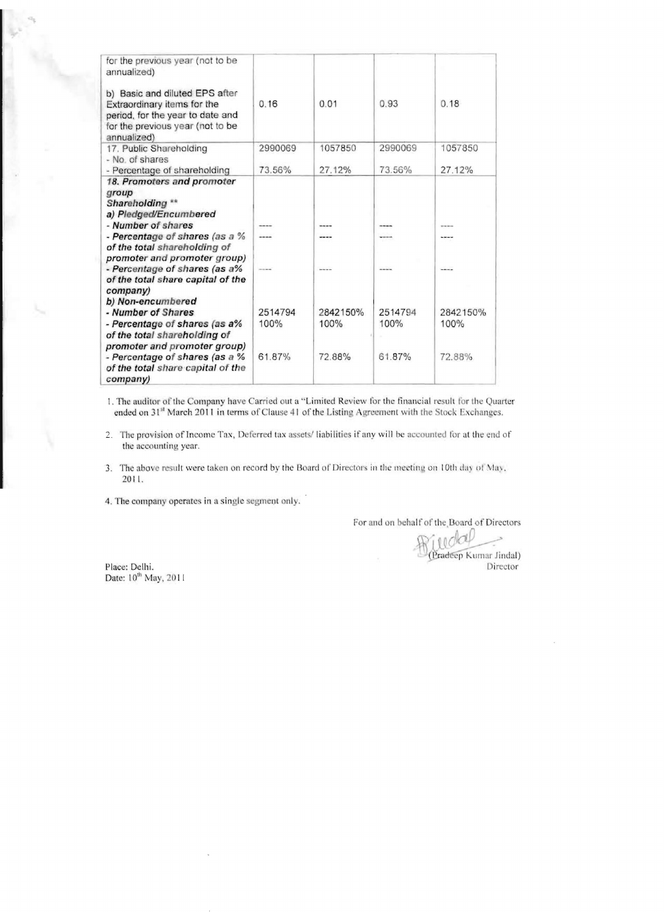| | | | | |
|---|---|---|---|---|
| for the previous year (not to be annualized)<br><br>b) Basic and diluted EPS after Extraordinary items for the period, for the year to date and for the previous year (not to be annualized) | 0.16 | 0.01 | 0.93 | 0.18 |
| 17. Public Shareholding<br>- No. of shares<br>- Percentage of shareholding | 2990069<br><br>73.56% | 1057850<br><br>27.12% | 2990069<br><br>73.56% | 1057850<br><br>27.12% |
| ***18. Promoters and promoter group Shareholding \*\****<br>***a) Pledged/Encumbered***<br>***- Number of shares***<br>***- Percentage of shares (as a % of the total shareholding of promoter and promoter group)***<br>***- Percentage of shares (as a% of the total share capital of the company)***<br>***b) Non-encumbered***<br>***- Number of Shares***<br>***- Percentage of shares (as a% of the total shareholding of promoter and promoter group)***<br>***- Percentage of shares (as a % of the total share capital of the company)*** | <br><br><br>----<br>----<br><br><br>----<br><br><br>2514794<br>100%<br><br><br>61.87% | <br><br><br>----<br>----<br><br><br>----<br><br><br>2842150%<br>100%<br><br><br>72.88% | <br><br><br>----<br>----<br><br><br>----<br><br><br>2514794<br>100%<br><br><br>61.87% | <br><br><br>----<br>----<br><br><br>----<br><br><br>2842150%<br>100%<br><br><br>72.88% |

1. The auditor of the Company have Carried out a "Limited Review for the financial result for the Quarter ended on 31st March 2011 in terms of Clause 41 of the Listing Agreement with the Stock Exchanges.

2. The provision of Income Tax, Deferred tax assets/ liabilities if any will be accounted for at the end of the accounting year.

3. The above result were taken on record by the Board of Directors in the meeting on 10th day of May, 2011.

4. The company operates in a single segment only.

For and on behalf of the Board of Directors

(Pradeep Kumar Jindal)
Director

Place: Delhi.
Date: 10th May, 2011